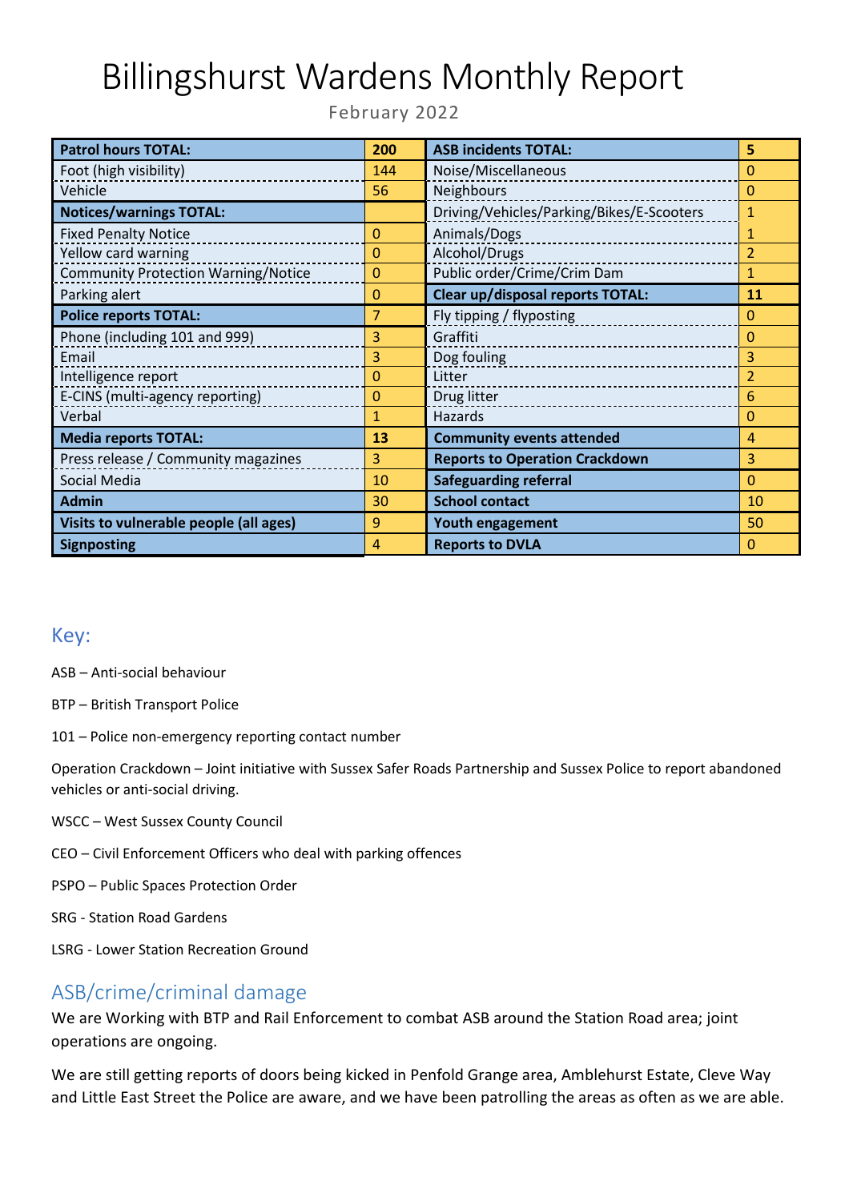# Billingshurst Wardens Monthly Report

February 2022

| | | | |
|---|---|---|---|
| **Patrol hours TOTAL:** | **200** | **ASB incidents TOTAL:** | **5** |
| Foot (high visibility) | 144 | Noise/Miscellaneous | 0 |
| Vehicle | 56 | Neighbours | 0 |
| **Notices/warnings TOTAL:** | | Driving/Vehicles/Parking/Bikes/E-Scooters | 1 |
| Fixed Penalty Notice | 0 | Animals/Dogs | 1 |
| Yellow card warning | 0 | Alcohol/Drugs | 2 |
| Community Protection Warning/Notice | 0 | Public order/Crime/Crim Dam | 1 |
| Parking alert | 0 | **Clear up/disposal reports TOTAL:** | **11** |
| **Police reports TOTAL:** | 7 | Fly tipping / flyposting | 0 |
| Phone (including 101 and 999) | 3 | Graffiti | 0 |
| Email | 3 | Dog fouling | 3 |
| Intelligence report | 0 | Litter | 2 |
| E-CINS (multi-agency reporting) | 0 | Drug litter | 6 |
| Verbal | 1 | Hazards | 0 |
| **Media reports TOTAL:** | **13** | **Community events attended** | 4 |
| Press release / Community magazines | 3 | **Reports to Operation Crackdown** | 3 |
| Social Media | 10 | **Safeguarding referral** | 0 |
| **Admin** | 30 | **School contact** | 10 |
| **Visits to vulnerable people (all ages)** | 9 | **Youth engagement** | 50 |
| **Signposting** | 4 | **Reports to DVLA** | 0 |

## Key:

ASB – Anti-social behaviour

BTP – British Transport Police

101 – Police non-emergency reporting contact number

Operation Crackdown – Joint initiative with Sussex Safer Roads Partnership and Sussex Police to report abandoned vehicles or anti-social driving.

WSCC – West Sussex County Council

CEO – Civil Enforcement Officers who deal with parking offences

PSPO – Public Spaces Protection Order

SRG - Station Road Gardens

LSRG - Lower Station Recreation Ground

## ASB/crime/criminal damage

We are Working with BTP and Rail Enforcement to combat ASB around the Station Road area; joint operations are ongoing.

We are still getting reports of doors being kicked in Penfold Grange area, Amblehurst Estate, Cleve Way and Little East Street the Police are aware, and we have been patrolling the areas as often as we are able.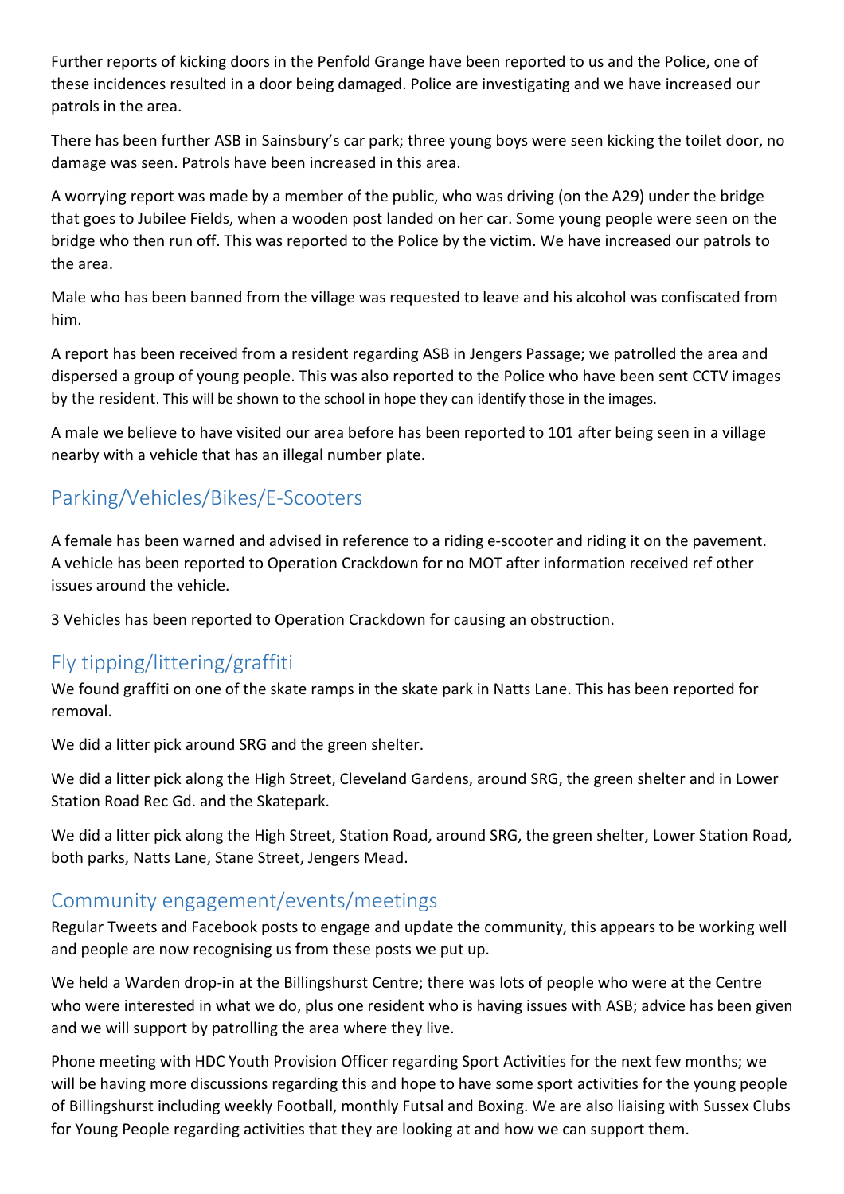Further reports of kicking doors in the Penfold Grange have been reported to us and the Police, one of these incidences resulted in a door being damaged. Police are investigating and we have increased our patrols in the area.

There has been further ASB in Sainsbury's car park; three young boys were seen kicking the toilet door, no damage was seen. Patrols have been increased in this area.

A worrying report was made by a member of the public, who was driving (on the A29) under the bridge that goes to Jubilee Fields, when a wooden post landed on her car. Some young people were seen on the bridge who then run off. This was reported to the Police by the victim. We have increased our patrols to the area.

Male who has been banned from the village was requested to leave and his alcohol was confiscated from him.

A report has been received from a resident regarding ASB in Jengers Passage; we patrolled the area and dispersed a group of young people. This was also reported to the Police who have been sent CCTV images by the resident. This will be shown to the school in hope they can identify those in the images.

A male we believe to have visited our area before has been reported to 101 after being seen in a village nearby with a vehicle that has an illegal number plate.

## Parking/Vehicles/Bikes/E-Scooters

A female has been warned and advised in reference to a riding e-scooter and riding it on the pavement. A vehicle has been reported to Operation Crackdown for no MOT after information received ref other issues around the vehicle.

3 Vehicles has been reported to Operation Crackdown for causing an obstruction.

## Fly tipping/littering/graffiti

We found graffiti on one of the skate ramps in the skate park in Natts Lane. This has been reported for removal.

We did a litter pick around SRG and the green shelter.

We did a litter pick along the High Street, Cleveland Gardens, around SRG, the green shelter and in Lower Station Road Rec Gd. and the Skatepark.

We did a litter pick along the High Street, Station Road, around SRG, the green shelter, Lower Station Road, both parks, Natts Lane, Stane Street, Jengers Mead.

## Community engagement/events/meetings

Regular Tweets and Facebook posts to engage and update the community, this appears to be working well and people are now recognising us from these posts we put up.

We held a Warden drop-in at the Billingshurst Centre; there was lots of people who were at the Centre who were interested in what we do, plus one resident who is having issues with ASB; advice has been given and we will support by patrolling the area where they live.

Phone meeting with HDC Youth Provision Officer regarding Sport Activities for the next few months; we will be having more discussions regarding this and hope to have some sport activities for the young people of Billingshurst including weekly Football, monthly Futsal and Boxing. We are also liaising with Sussex Clubs for Young People regarding activities that they are looking at and how we can support them.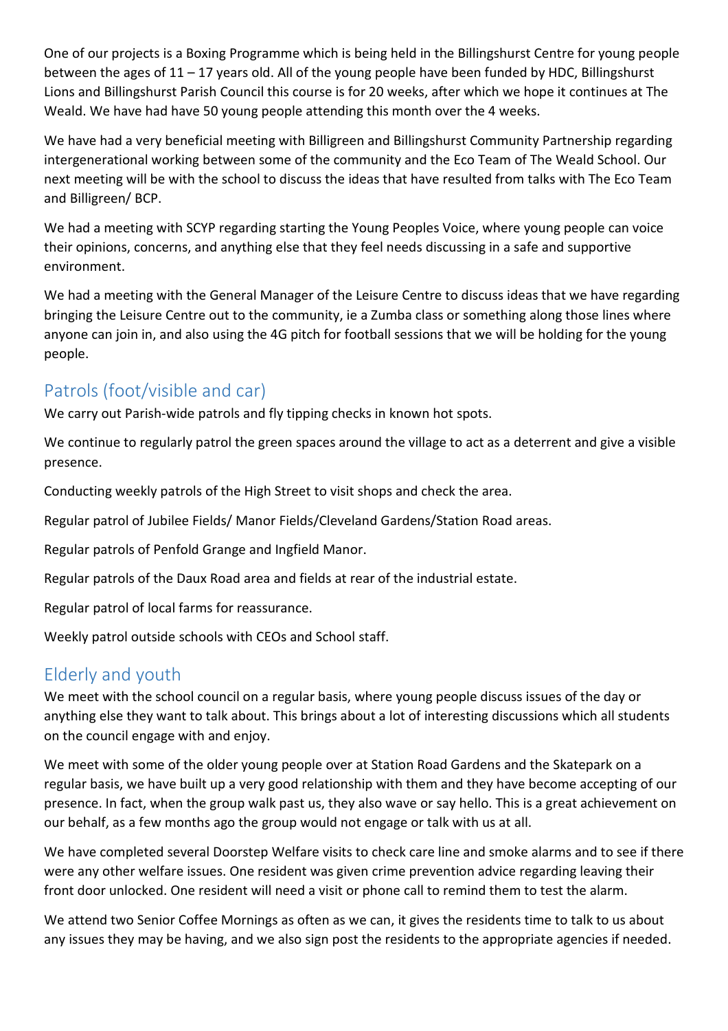One of our projects is a Boxing Programme which is being held in the Billingshurst Centre for young people between the ages of 11 – 17 years old. All of the young people have been funded by HDC, Billingshurst Lions and Billingshurst Parish Council this course is for 20 weeks, after which we hope it continues at The Weald. We have had have 50 young people attending this month over the 4 weeks.

We have had a very beneficial meeting with Billigreen and Billingshurst Community Partnership regarding intergenerational working between some of the community and the Eco Team of The Weald School. Our next meeting will be with the school to discuss the ideas that have resulted from talks with The Eco Team and Billigreen/ BCP.

We had a meeting with SCYP regarding starting the Young Peoples Voice, where young people can voice their opinions, concerns, and anything else that they feel needs discussing in a safe and supportive environment.

We had a meeting with the General Manager of the Leisure Centre to discuss ideas that we have regarding bringing the Leisure Centre out to the community, ie a Zumba class or something along those lines where anyone can join in, and also using the 4G pitch for football sessions that we will be holding for the young people.

## Patrols (foot/visible and car)

We carry out Parish-wide patrols and fly tipping checks in known hot spots.

We continue to regularly patrol the green spaces around the village to act as a deterrent and give a visible presence.

Conducting weekly patrols of the High Street to visit shops and check the area.

Regular patrol of Jubilee Fields/ Manor Fields/Cleveland Gardens/Station Road areas.

Regular patrols of Penfold Grange and Ingfield Manor.

Regular patrols of the Daux Road area and fields at rear of the industrial estate.

Regular patrol of local farms for reassurance.

Weekly patrol outside schools with CEOs and School staff.

## Elderly and youth

We meet with the school council on a regular basis, where young people discuss issues of the day or anything else they want to talk about. This brings about a lot of interesting discussions which all students on the council engage with and enjoy.

We meet with some of the older young people over at Station Road Gardens and the Skatepark on a regular basis, we have built up a very good relationship with them and they have become accepting of our presence. In fact, when the group walk past us, they also wave or say hello. This is a great achievement on our behalf, as a few months ago the group would not engage or talk with us at all.

We have completed several Doorstep Welfare visits to check care line and smoke alarms and to see if there were any other welfare issues. One resident was given crime prevention advice regarding leaving their front door unlocked. One resident will need a visit or phone call to remind them to test the alarm.

We attend two Senior Coffee Mornings as often as we can, it gives the residents time to talk to us about any issues they may be having, and we also sign post the residents to the appropriate agencies if needed.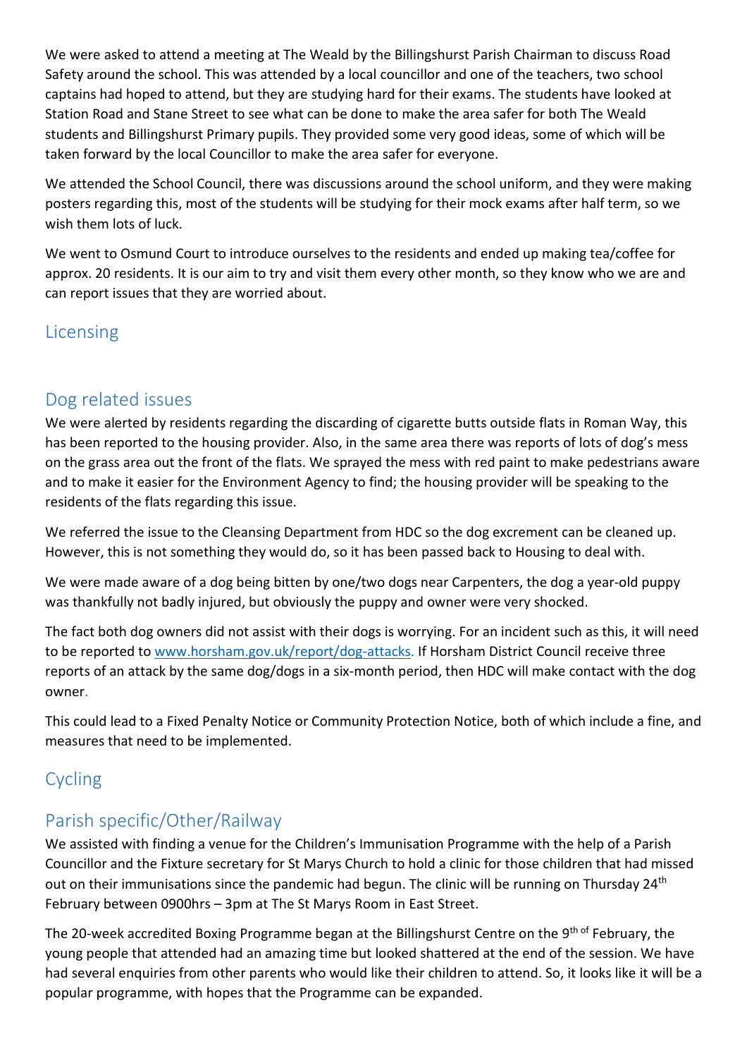We were asked to attend a meeting at The Weald by the Billingshurst Parish Chairman to discuss Road Safety around the school. This was attended by a local councillor and one of the teachers, two school captains had hoped to attend, but they are studying hard for their exams. The students have looked at Station Road and Stane Street to see what can be done to make the area safer for both The Weald students and Billingshurst Primary pupils. They provided some very good ideas, some of which will be taken forward by the local Councillor to make the area safer for everyone.

We attended the School Council, there was discussions around the school uniform, and they were making posters regarding this, most of the students will be studying for their mock exams after half term, so we wish them lots of luck.

We went to Osmund Court to introduce ourselves to the residents and ended up making tea/coffee for approx. 20 residents. It is our aim to try and visit them every other month, so they know who we are and can report issues that they are worried about.

## Licensing

## Dog related issues

We were alerted by residents regarding the discarding of cigarette butts outside flats in Roman Way, this has been reported to the housing provider. Also, in the same area there was reports of lots of dog's mess on the grass area out the front of the flats. We sprayed the mess with red paint to make pedestrians aware and to make it easier for the Environment Agency to find; the housing provider will be speaking to the residents of the flats regarding this issue.

We referred the issue to the Cleansing Department from HDC so the dog excrement can be cleaned up. However, this is not something they would do, so it has been passed back to Housing to deal with.

We were made aware of a dog being bitten by one/two dogs near Carpenters, the dog a year-old puppy was thankfully not badly injured, but obviously the puppy and owner were very shocked.

The fact both dog owners did not assist with their dogs is worrying. For an incident such as this, it will need to be reported to www.horsham.gov.uk/report/dog-attacks. If Horsham District Council receive three reports of an attack by the same dog/dogs in a six-month period, then HDC will make contact with the dog owner.

This could lead to a Fixed Penalty Notice or Community Protection Notice, both of which include a fine, and measures that need to be implemented.

## Cycling

## Parish specific/Other/Railway

We assisted with finding a venue for the Children's Immunisation Programme with the help of a Parish Councillor and the Fixture secretary for St Marys Church to hold a clinic for those children that had missed out on their immunisations since the pandemic had begun. The clinic will be running on Thursday 24th February between 0900hrs – 3pm at The St Marys Room in East Street.

The 20-week accredited Boxing Programme began at the Billingshurst Centre on the 9th of February, the young people that attended had an amazing time but looked shattered at the end of the session. We have had several enquiries from other parents who would like their children to attend. So, it looks like it will be a popular programme, with hopes that the Programme can be expanded.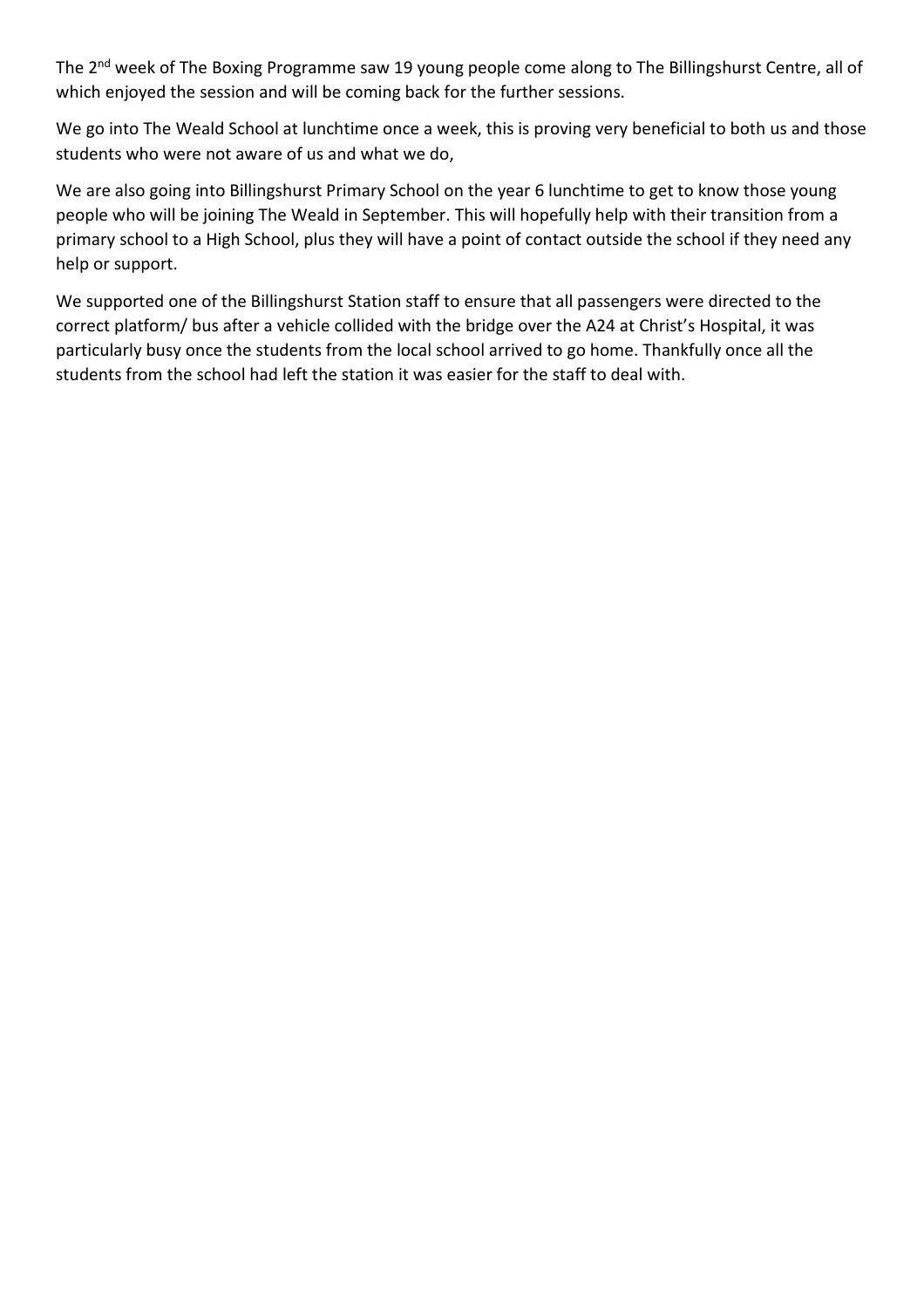The 2nd week of The Boxing Programme saw 19 young people come along to The Billingshurst Centre, all of which enjoyed the session and will be coming back for the further sessions.

We go into The Weald School at lunchtime once a week, this is proving very beneficial to both us and those students who were not aware of us and what we do,

We are also going into Billingshurst Primary School on the year 6 lunchtime to get to know those young people who will be joining The Weald in September. This will hopefully help with their transition from a primary school to a High School, plus they will have a point of contact outside the school if they need any help or support.

We supported one of the Billingshurst Station staff to ensure that all passengers were directed to the correct platform/ bus after a vehicle collided with the bridge over the A24 at Christ's Hospital, it was particularly busy once the students from the local school arrived to go home. Thankfully once all the students from the school had left the station it was easier for the staff to deal with.